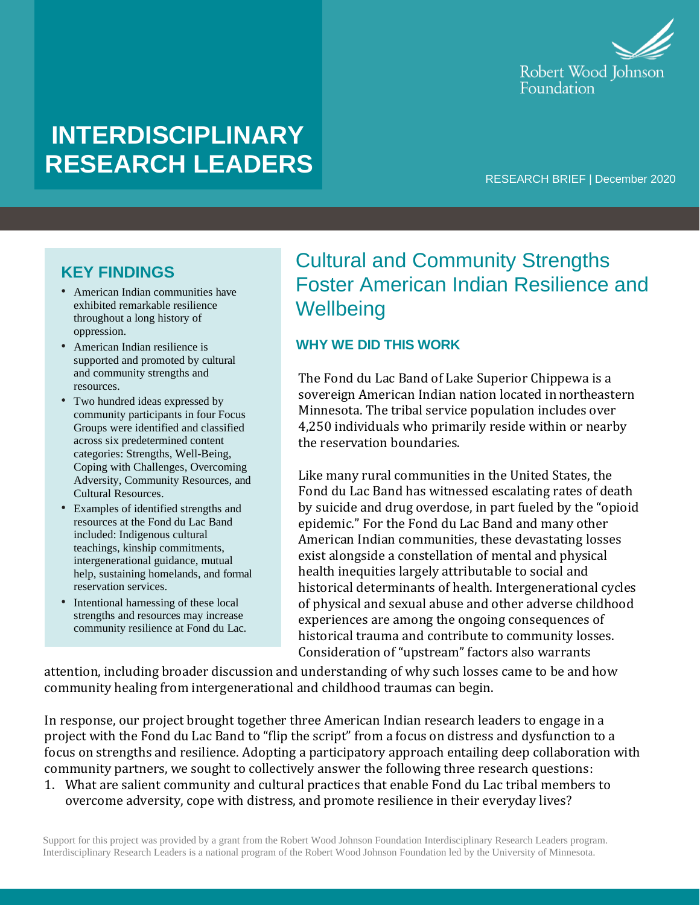Robert Wood Johnson Foundation

# INTERDISCIPLINARY RESEARCH LEADERS

RESEARCH BRIEF | December 2020

## KEY FINDINGS

- American Indian communities have exhibited remarkable resilience throughout a long history of oppression.
- American Indian resilience is supported and promoted by cultural and community strengths and resources.
- Two hundred ideas expressed by community participants in four Focus Groups were identified and classified across six predetermined content categories: Strengths, Well-Being, Coping with Challenges, Overcoming Adversity, Community Resources, and Cultural Resources.
- Examples of identified strengths and resources at the Fond du Lac Band included: Indigenous cultural teachings, kinship commitments, intergenerational guidance, mutual help, sustaining homelands, and formal reservation services.
- Intentional harnessing of these local strengths and resources may increase community resilience at Fond du Lac.

## Cultural and Community Strengths Foster American Indian Resilience and Wellbeing

### WHY WE DID THIS WORK

The Fond du Lac Band of Lake Superior Chippewa is a sovereign American Indian nation located in northeastern Minnesota. The tribal service population includes over 4,250 individuals who primarily reside within or nearby the reservation boundaries.

Like many rural communities in the United States, the Fond du Lac Band has witnessed escalating rates of death by suicide and drug overdose, in part fueled by the "opioid epidemic." For the Fond du Lac Band and many other American Indian communities, these devastating losses exist alongside a constellation of mental and physical health inequities largely attributable to social and historical determinants of health. Intergenerational cycles of physical and sexual abuse and other adverse childhood experiences are among the ongoing consequences of historical trauma and contribute to community losses. Consideration of "upstream" factors also warrants attention, including broader discussion and understanding of why such losses came to be and how community healing from intergenerational and childhood traumas can begin.

In response, our project brought together three American Indian research leaders to engage in a project with the Fond du Lac Band to "flip the script" from a focus on distress and dysfunction to a focus on strengths and resilience. Adopting a participatory approach entailing deep collaboration with community partners, we sought to collectively answer the following three research questions:

1. What are salient community and cultural practices that enable Fond du Lac tribal members to overcome adversity, cope with distress, and promote resilience in their everyday lives?

Support for this project was provided by a grant from the Robert Wood Johnson Foundation Interdisciplinary Research Leaders program. Interdisciplinary Research Leaders is a national program of the Robert Wood Johnson Foundation led by the University of Minnesota.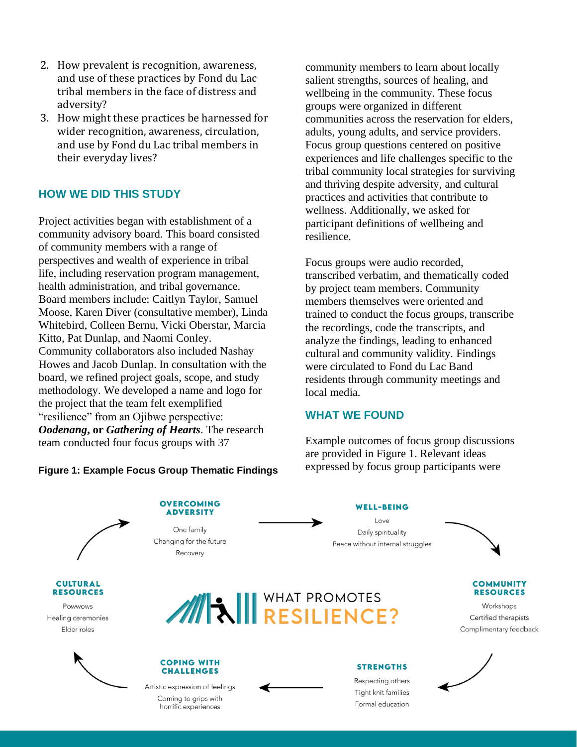2. How prevalent is recognition, awareness, and use of these practices by Fond du Lac tribal members in the face of distress and adversity?
3. How might these practices be harnessed for wider recognition, awareness, circulation, and use by Fond du Lac tribal members in their everyday lives?

## HOW WE DID THIS STUDY

Project activities began with establishment of a community advisory board. This board consisted of community members with a range of perspectives and wealth of experience in tribal life, including reservation program management, health administration, and tribal governance. Board members include: Caitlyn Taylor, Samuel Moose, Karen Diver (consultative member), Linda Whitebird, Colleen Bernu, Vicki Oberstar, Marcia Kitto, Pat Dunlap, and Naomi Conley. Community collaborators also included Nashay Howes and Jacob Dunlap. In consultation with the board, we refined project goals, scope, and study methodology. We developed a name and logo for the project that the team felt exemplified "resilience" from an Ojibwe perspective: ***Oodenang*, or *Gathering of Hearts***. The research team conducted four focus groups with 37 community members to learn about locally salient strengths, sources of healing, and wellbeing in the community. These focus groups were organized in different communities across the reservation for elders, adults, young adults, and service providers. Focus group questions centered on positive experiences and life challenges specific to the tribal community local strategies for surviving and thriving despite adversity, and cultural practices and activities that contribute to wellness. Additionally, we asked for participant definitions of wellbeing and resilience.

Focus groups were audio recorded, transcribed verbatim, and thematically coded by project team members. Community members themselves were oriented and trained to conduct the focus groups, transcribe the recordings, code the transcripts, and analyze the findings, leading to enhanced cultural and community validity. Findings were circulated to Fond du Lac Band residents through community meetings and local media.

## WHAT WE FOUND

Example outcomes of focus group discussions are provided in Figure 1. Relevant ideas expressed by focus group participants were

**Figure 1: Example Focus Group Thematic Findings**

WHAT PROMOTES RESILIENCE?

**OVERCOMING ADVERSITY**
- One family
- Changing for the future
- Recovery

**WELL-BEING**
- Love
- Daily spirituality
- Peace without internal struggles

**COMMUNITY RESOURCES**
- Workshops
- Certified therapists
- Complimentary feedback

**STRENGTHS**
- Respecting others
- Tight knit families
- Formal education

**COPING WITH CHALLENGES**
- Artistic expression of feelings
- Coming to grips with horrific experiences

**CULTURAL RESOURCES**
- Powwows
- Healing ceremonies
- Elder roles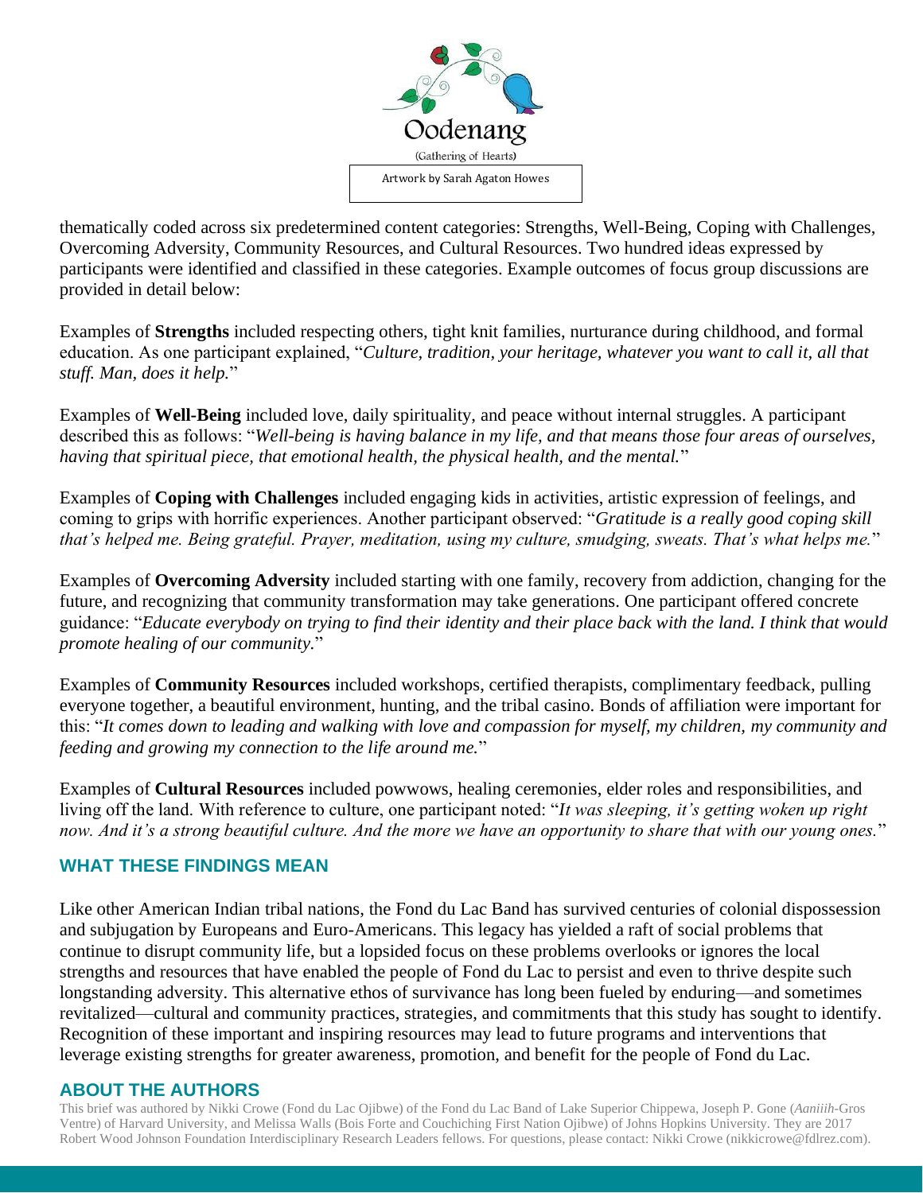Oodenang

(Gathering of Hearts)

Artwork by Sarah Agaton Howes

thematically coded across six predetermined content categories: Strengths, Well-Being, Coping with Challenges, Overcoming Adversity, Community Resources, and Cultural Resources. Two hundred ideas expressed by participants were identified and classified in these categories. Example outcomes of focus group discussions are provided in detail below:

Examples of **Strengths** included respecting others, tight knit families, nurturance during childhood, and formal education. As one participant explained, "*Culture, tradition, your heritage, whatever you want to call it, all that stuff. Man, does it help.*"

Examples of **Well-Being** included love, daily spirituality, and peace without internal struggles. A participant described this as follows: "*Well-being is having balance in my life, and that means those four areas of ourselves, having that spiritual piece, that emotional health, the physical health, and the mental.*"

Examples of **Coping with Challenges** included engaging kids in activities, artistic expression of feelings, and coming to grips with horrific experiences. Another participant observed: "*Gratitude is a really good coping skill that's helped me. Being grateful. Prayer, meditation, using my culture, smudging, sweats. That's what helps me.*"

Examples of **Overcoming Adversity** included starting with one family, recovery from addiction, changing for the future, and recognizing that community transformation may take generations. One participant offered concrete guidance: "*Educate everybody on trying to find their identity and their place back with the land. I think that would promote healing of our community.*"

Examples of **Community Resources** included workshops, certified therapists, complimentary feedback, pulling everyone together, a beautiful environment, hunting, and the tribal casino. Bonds of affiliation were important for this: "*It comes down to leading and walking with love and compassion for myself, my children, my community and feeding and growing my connection to the life around me.*"

Examples of **Cultural Resources** included powwows, healing ceremonies, elder roles and responsibilities, and living off the land. With reference to culture, one participant noted: "*It was sleeping, it's getting woken up right now. And it's a strong beautiful culture. And the more we have an opportunity to share that with our young ones.*"

## WHAT THESE FINDINGS MEAN

Like other American Indian tribal nations, the Fond du Lac Band has survived centuries of colonial dispossession and subjugation by Europeans and Euro-Americans. This legacy has yielded a raft of social problems that continue to disrupt community life, but a lopsided focus on these problems overlooks or ignores the local strengths and resources that have enabled the people of Fond du Lac to persist and even to thrive despite such longstanding adversity. This alternative ethos of survivance has long been fueled by enduring—and sometimes revitalized—cultural and community practices, strategies, and commitments that this study has sought to identify. Recognition of these important and inspiring resources may lead to future programs and interventions that leverage existing strengths for greater awareness, promotion, and benefit for the people of Fond du Lac.

## ABOUT THE AUTHORS

This brief was authored by Nikki Crowe (Fond du Lac Ojibwe) of the Fond du Lac Band of Lake Superior Chippewa, Joseph P. Gone (*Aaniiih*-Gros Ventre) of Harvard University, and Melissa Walls (Bois Forte and Couchiching First Nation Ojibwe) of Johns Hopkins University. They are 2017 Robert Wood Johnson Foundation Interdisciplinary Research Leaders fellows. For questions, please contact: Nikki Crowe (nikkicrowe@fdlrez.com).